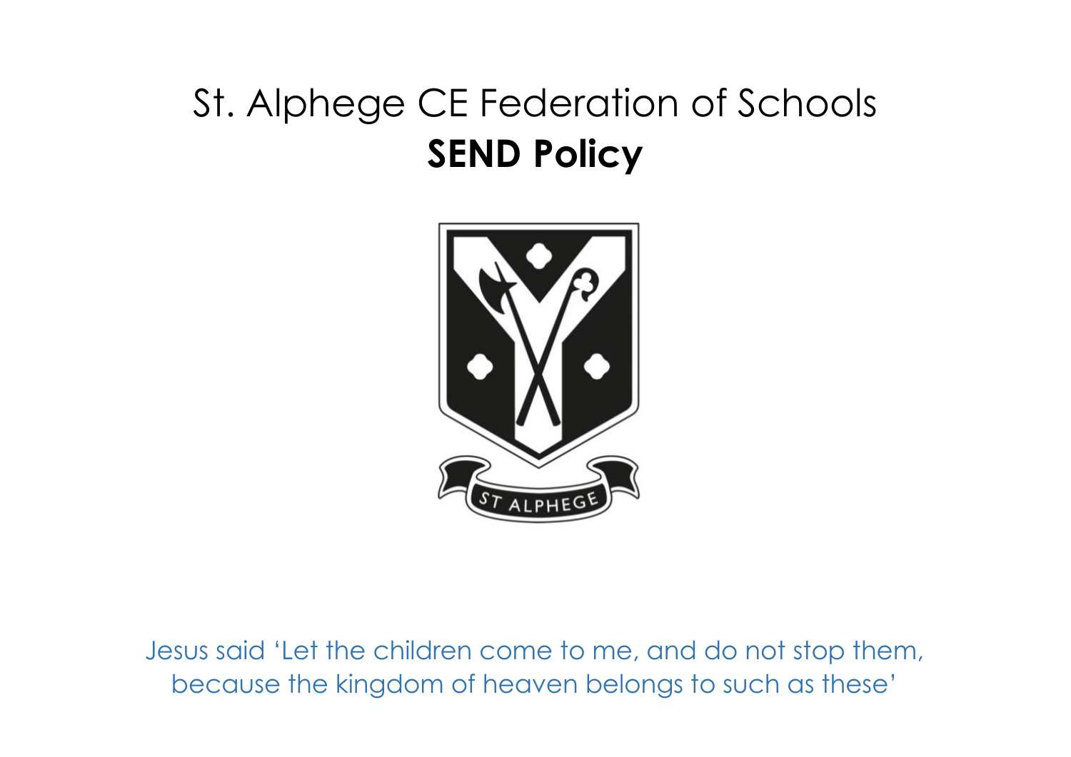# St. Alphege CE Federation of Schools

# **SEND Policy**

Jesus said 'Let the children come to me, and do not stop them, because the kingdom of heaven belongs to such as these'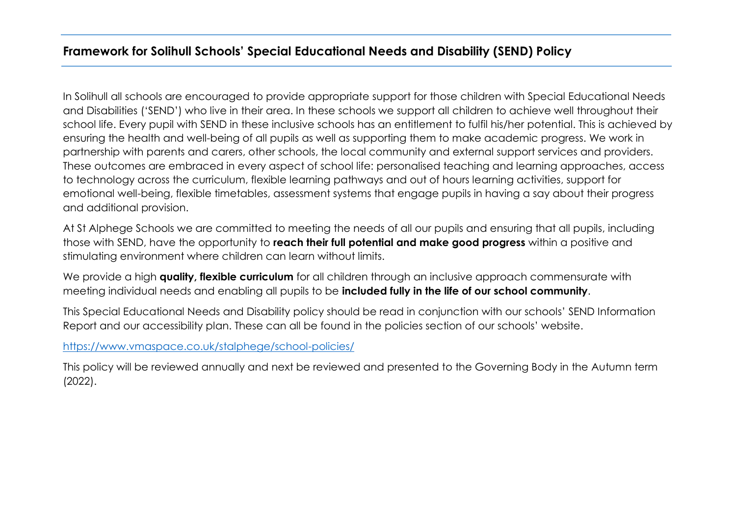## Framework for Solihull Schools' Special Educational Needs and Disability (SEND) Policy

In Solihull all schools are encouraged to provide appropriate support for those children with Special Educational Needs and Disabilities ('SEND') who live in their area. In these schools we support all children to achieve well throughout their school life. Every pupil with SEND in these inclusive schools has an entitlement to fulfil his/her potential. This is achieved by ensuring the health and well-being of all pupils as well as supporting them to make academic progress. We work in partnership with parents and carers, other schools, the local community and external support services and providers. These outcomes are embraced in every aspect of school life: personalised teaching and learning approaches, access to technology across the curriculum, flexible learning pathways and out of hours learning activities, support for emotional well-being, flexible timetables, assessment systems that engage pupils in having a say about their progress and additional provision.

At St Alphege Schools we are committed to meeting the needs of all our pupils and ensuring that all pupils, including those with SEND, have the opportunity to **reach their full potential and make good progress** within a positive and stimulating environment where children can learn without limits.

We provide a high **quality, flexible curriculum** for all children through an inclusive approach commensurate with meeting individual needs and enabling all pupils to be **included fully in the life of our school community**.

This Special Educational Needs and Disability policy should be read in conjunction with our schools' SEND Information Report and our accessibility plan. These can all be found in the policies section of our schools' website.

https://www.vmaspace.co.uk/stalphege/school-policies/

This policy will be reviewed annually and next be reviewed and presented to the Governing Body in the Autumn term (2022).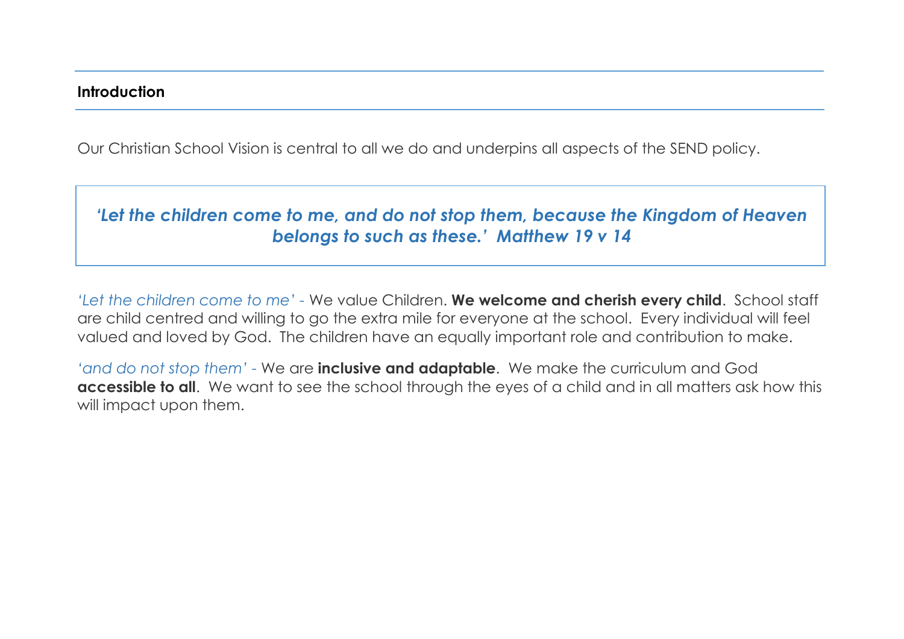## Introduction

Our Christian School Vision is central to all we do and underpins all aspects of the SEND policy.

> ***'Let the children come to me, and do not stop them, because the Kingdom of Heaven belongs to such as these.' Matthew 19 v 14***

*'Let the children come to me'* - We value Children. **We welcome and cherish every child**. School staff are child centred and willing to go the extra mile for everyone at the school. Every individual will feel valued and loved by God. The children have an equally important role and contribution to make.

*'and do not stop them'* - We are **inclusive and adaptable**. We make the curriculum and God **accessible to all**. We want to see the school through the eyes of a child and in all matters ask how this will impact upon them.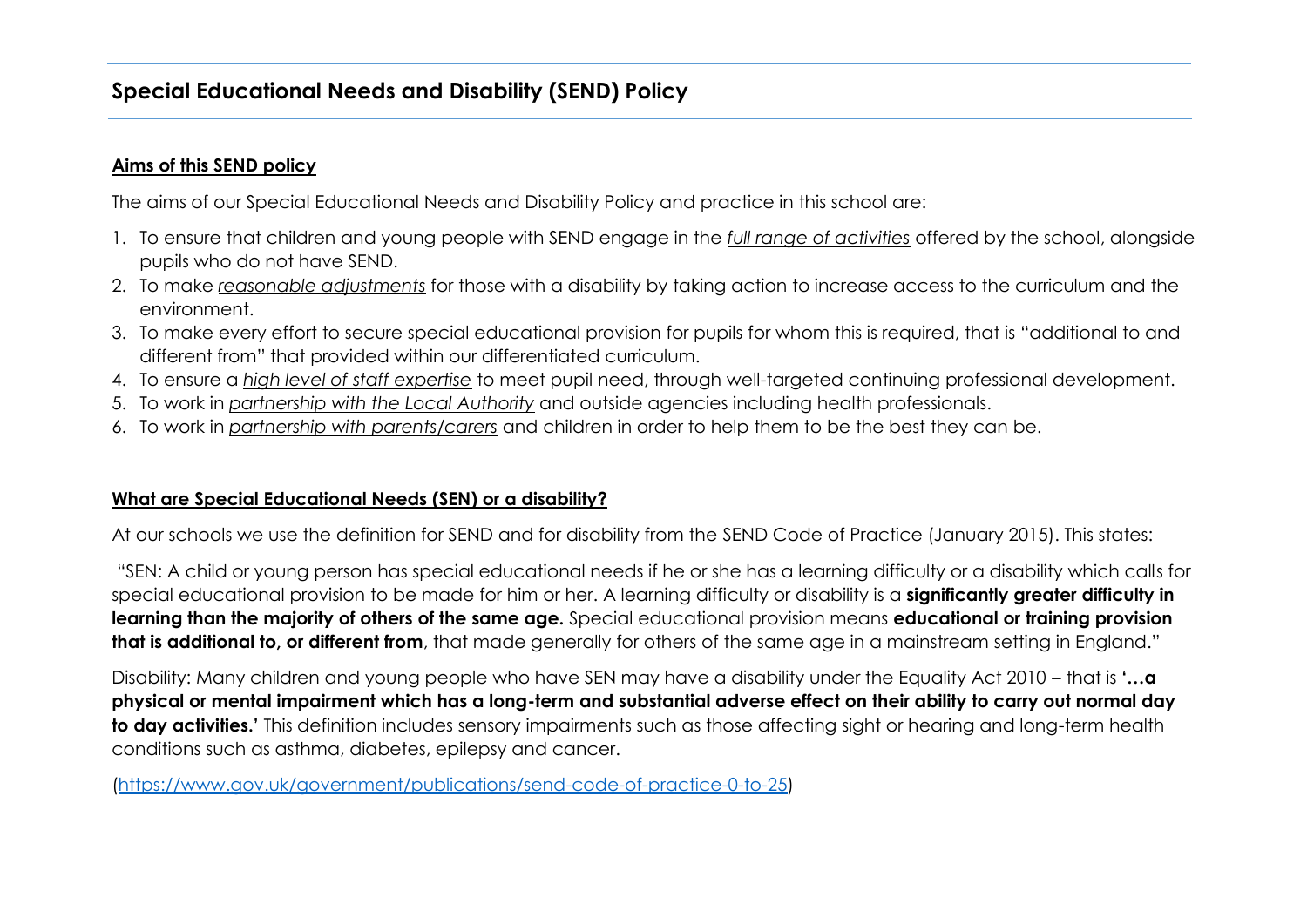# Special Educational Needs and Disability (SEND) Policy

## Aims of this SEND policy

The aims of our Special Educational Needs and Disability Policy and practice in this school are:

1. To ensure that children and young people with SEND engage in the *full range of activities* offered by the school, alongside pupils who do not have SEND.
2. To make *reasonable adjustments* for those with a disability by taking action to increase access to the curriculum and the environment.
3. To make every effort to secure special educational provision for pupils for whom this is required, that is "additional to and different from" that provided within our differentiated curriculum.
4. To ensure a *high level of staff expertise* to meet pupil need, through well-targeted continuing professional development.
5. To work in *partnership with the Local Authority* and outside agencies including health professionals.
6. To work in *partnership with parents/carers* and children in order to help them to be the best they can be.

## What are Special Educational Needs (SEN) or a disability?

At our schools we use the definition for SEND and for disability from the SEND Code of Practice (January 2015). This states:

"SEN: A child or young person has special educational needs if he or she has a learning difficulty or a disability which calls for special educational provision to be made for him or her. A learning difficulty or disability is a **significantly greater difficulty in learning than the majority of others of the same age.** Special educational provision means **educational or training provision that is additional to, or different from**, that made generally for others of the same age in a mainstream setting in England."

Disability: Many children and young people who have SEN may have a disability under the Equality Act 2010 – that is **'…a physical or mental impairment which has a long-term and substantial adverse effect on their ability to carry out normal day to day activities.'** This definition includes sensory impairments such as those affecting sight or hearing and long-term health conditions such as asthma, diabetes, epilepsy and cancer.

(https://www.gov.uk/government/publications/send-code-of-practice-0-to-25)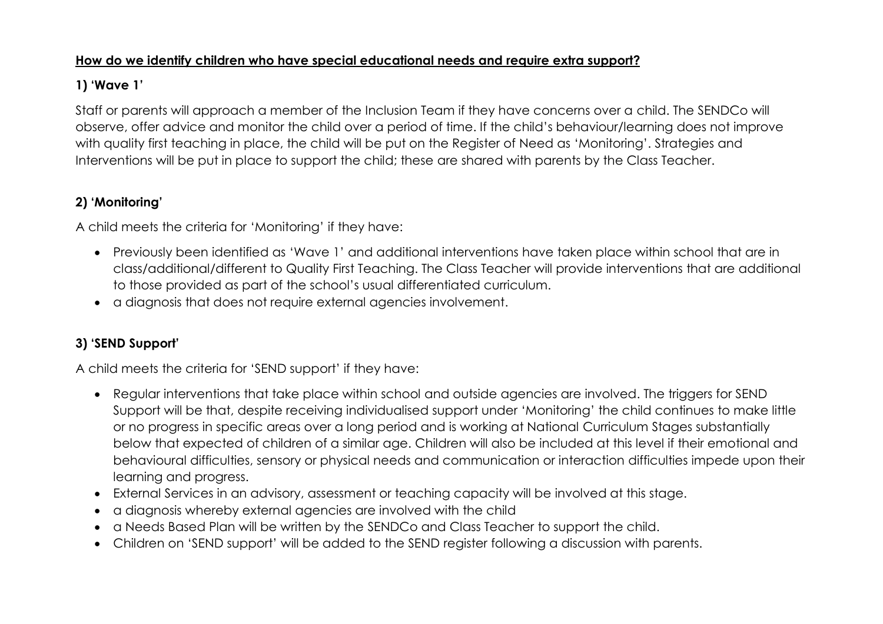**<u>How do we identify children who have special educational needs and require extra support?</u>**

### 1) 'Wave 1'

Staff or parents will approach a member of the Inclusion Team if they have concerns over a child. The SENDCo will observe, offer advice and monitor the child over a period of time. If the child's behaviour/learning does not improve with quality first teaching in place, the child will be put on the Register of Need as 'Monitoring'. Strategies and Interventions will be put in place to support the child; these are shared with parents by the Class Teacher.

### 2) 'Monitoring'

A child meets the criteria for 'Monitoring' if they have:

- Previously been identified as 'Wave 1' and additional interventions have taken place within school that are in class/additional/different to Quality First Teaching. The Class Teacher will provide interventions that are additional to those provided as part of the school's usual differentiated curriculum.
- a diagnosis that does not require external agencies involvement.

### 3) 'SEND Support'

A child meets the criteria for 'SEND support' if they have:

- Regular interventions that take place within school and outside agencies are involved. The triggers for SEND Support will be that, despite receiving individualised support under 'Monitoring' the child continues to make little or no progress in specific areas over a long period and is working at National Curriculum Stages substantially below that expected of children of a similar age. Children will also be included at this level if their emotional and behavioural difficulties, sensory or physical needs and communication or interaction difficulties impede upon their learning and progress.
- External Services in an advisory, assessment or teaching capacity will be involved at this stage.
- a diagnosis whereby external agencies are involved with the child
- a Needs Based Plan will be written by the SENDCo and Class Teacher to support the child.
- Children on 'SEND support' will be added to the SEND register following a discussion with parents.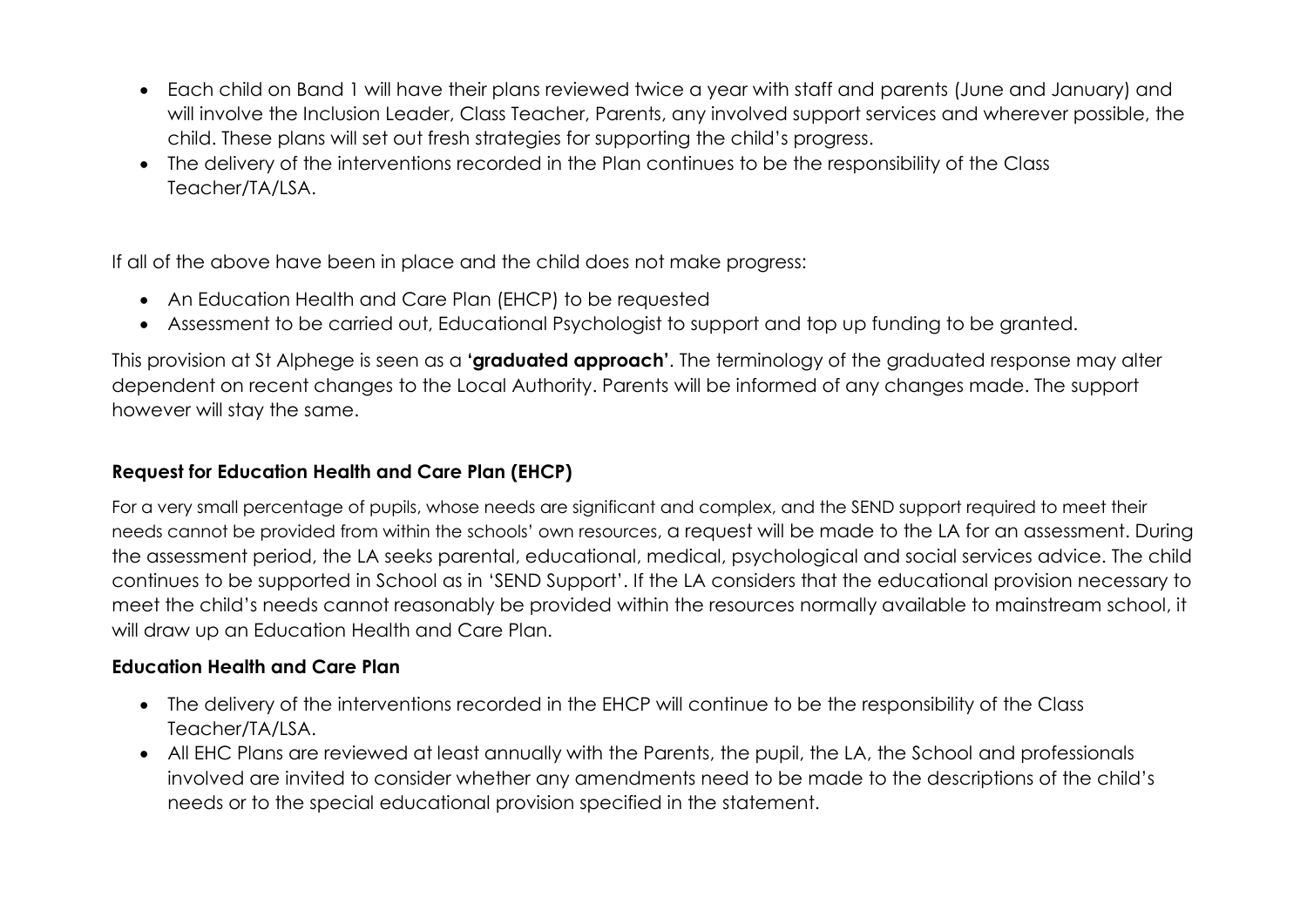- Each child on Band 1 will have their plans reviewed twice a year with staff and parents (June and January) and will involve the Inclusion Leader, Class Teacher, Parents, any involved support services and wherever possible, the child. These plans will set out fresh strategies for supporting the child's progress.
- The delivery of the interventions recorded in the Plan continues to be the responsibility of the Class Teacher/TA/LSA.

If all of the above have been in place and the child does not make progress:

- An Education Health and Care Plan (EHCP) to be requested
- Assessment to be carried out, Educational Psychologist to support and top up funding to be granted.

This provision at St Alphege is seen as a **'graduated approach'**. The terminology of the graduated response may alter dependent on recent changes to the Local Authority. Parents will be informed of any changes made. The support however will stay the same.

### Request for Education Health and Care Plan (EHCP)

For a very small percentage of pupils, whose needs are significant and complex, and the SEND support required to meet their needs cannot be provided from within the schools' own resources, a request will be made to the LA for an assessment. During the assessment period, the LA seeks parental, educational, medical, psychological and social services advice. The child continues to be supported in School as in 'SEND Support'. If the LA considers that the educational provision necessary to meet the child's needs cannot reasonably be provided within the resources normally available to mainstream school, it will draw up an Education Health and Care Plan.

### Education Health and Care Plan

- The delivery of the interventions recorded in the EHCP will continue to be the responsibility of the Class Teacher/TA/LSA.
- All EHC Plans are reviewed at least annually with the Parents, the pupil, the LA, the School and professionals involved are invited to consider whether any amendments need to be made to the descriptions of the child's needs or to the special educational provision specified in the statement.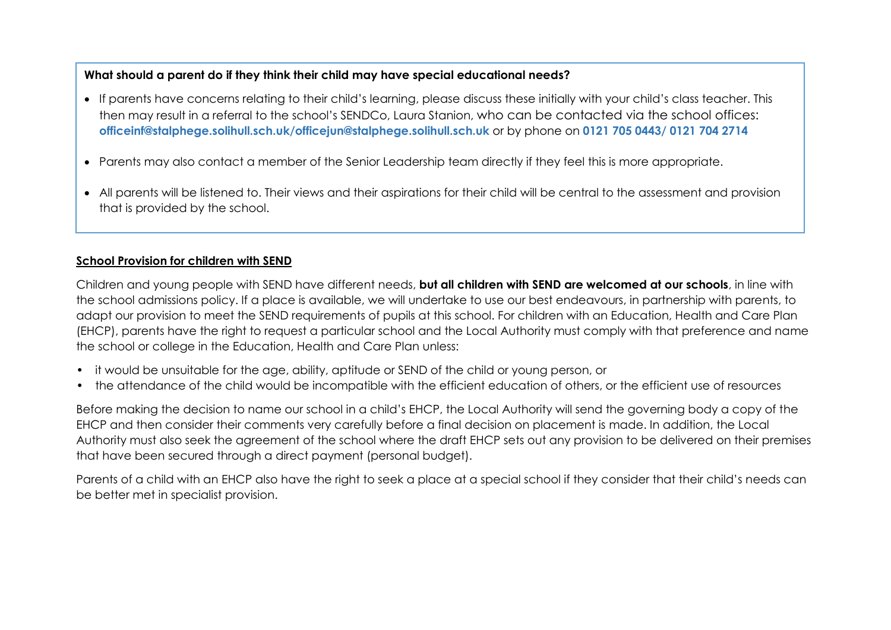**What should a parent do if they think their child may have special educational needs?**

- If parents have concerns relating to their child's learning, please discuss these initially with your child's class teacher. This then may result in a referral to the school's SENDCo, Laura Stanion, who can be contacted via the school offices: **officeinf@stalphege.solihull.sch.uk/officejun@stalphege.solihull.sch.uk** or by phone on **0121 705 0443/ 0121 704 2714**
- Parents may also contact a member of the Senior Leadership team directly if they feel this is more appropriate.
- All parents will be listened to. Their views and their aspirations for their child will be central to the assessment and provision that is provided by the school.

**School Provision for children with SEND**

Children and young people with SEND have different needs, **but all children with SEND are welcomed at our schools**, in line with the school admissions policy. If a place is available, we will undertake to use our best endeavours, in partnership with parents, to adapt our provision to meet the SEND requirements of pupils at this school. For children with an Education, Health and Care Plan (EHCP), parents have the right to request a particular school and the Local Authority must comply with that preference and name the school or college in the Education, Health and Care Plan unless:

- it would be unsuitable for the age, ability, aptitude or SEND of the child or young person, or
- the attendance of the child would be incompatible with the efficient education of others, or the efficient use of resources

Before making the decision to name our school in a child's EHCP, the Local Authority will send the governing body a copy of the EHCP and then consider their comments very carefully before a final decision on placement is made. In addition, the Local Authority must also seek the agreement of the school where the draft EHCP sets out any provision to be delivered on their premises that have been secured through a direct payment (personal budget).

Parents of a child with an EHCP also have the right to seek a place at a special school if they consider that their child's needs can be better met in specialist provision.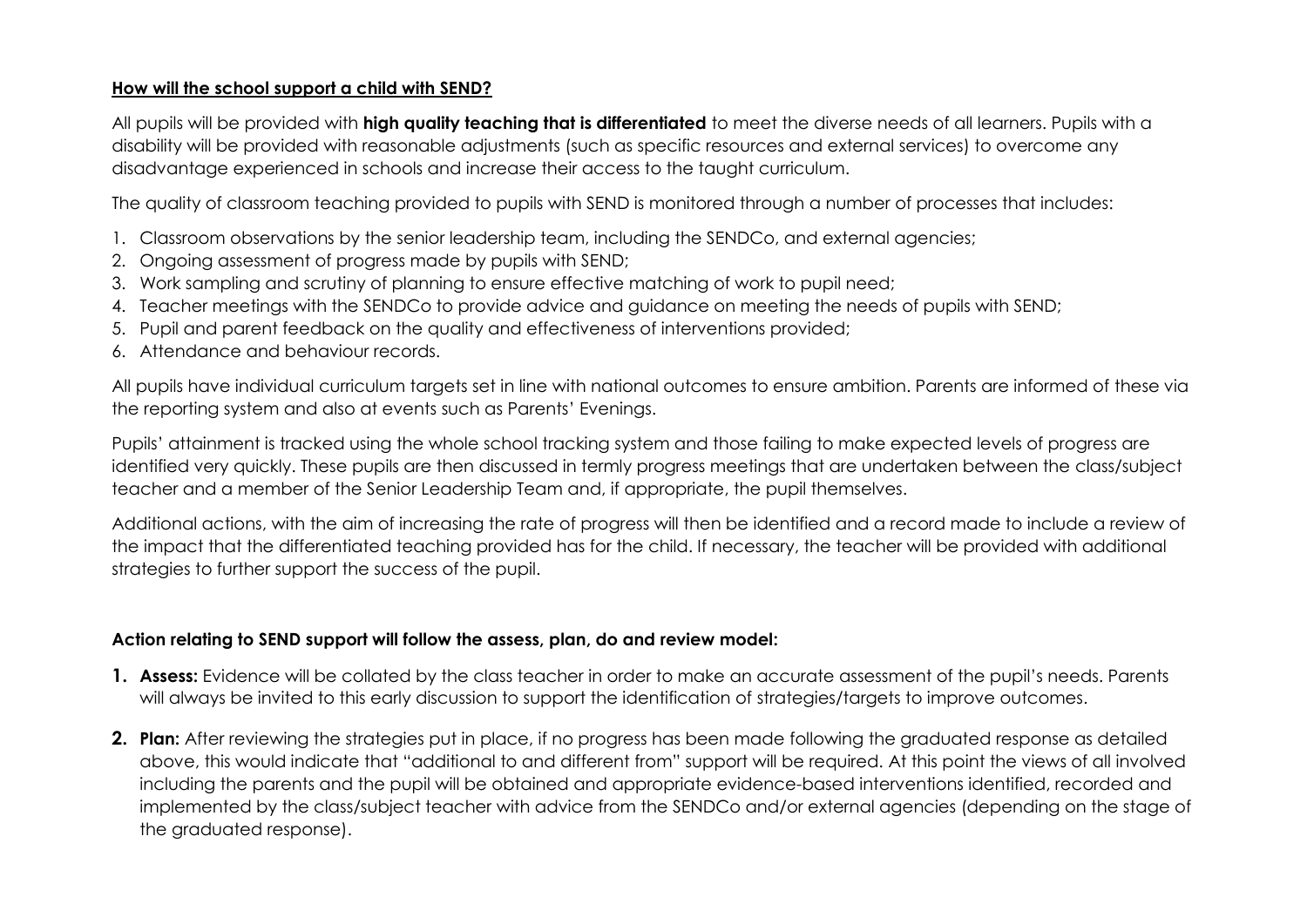**How will the school support a child with SEND?**

All pupils will be provided with **high quality teaching that is differentiated** to meet the diverse needs of all learners. Pupils with a disability will be provided with reasonable adjustments (such as specific resources and external services) to overcome any disadvantage experienced in schools and increase their access to the taught curriculum.

The quality of classroom teaching provided to pupils with SEND is monitored through a number of processes that includes:

1. Classroom observations by the senior leadership team, including the SENDCo, and external agencies;
2. Ongoing assessment of progress made by pupils with SEND;
3. Work sampling and scrutiny of planning to ensure effective matching of work to pupil need;
4. Teacher meetings with the SENDCo to provide advice and guidance on meeting the needs of pupils with SEND;
5. Pupil and parent feedback on the quality and effectiveness of interventions provided;
6. Attendance and behaviour records.

All pupils have individual curriculum targets set in line with national outcomes to ensure ambition. Parents are informed of these via the reporting system and also at events such as Parents' Evenings.

Pupils' attainment is tracked using the whole school tracking system and those failing to make expected levels of progress are identified very quickly. These pupils are then discussed in termly progress meetings that are undertaken between the class/subject teacher and a member of the Senior Leadership Team and, if appropriate, the pupil themselves.

Additional actions, with the aim of increasing the rate of progress will then be identified and a record made to include a review of the impact that the differentiated teaching provided has for the child. If necessary, the teacher will be provided with additional strategies to further support the success of the pupil.

**Action relating to SEND support will follow the assess, plan, do and review model:**

1. **Assess:** Evidence will be collated by the class teacher in order to make an accurate assessment of the pupil's needs. Parents will always be invited to this early discussion to support the identification of strategies/targets to improve outcomes.

2. **Plan:** After reviewing the strategies put in place, if no progress has been made following the graduated response as detailed above, this would indicate that "additional to and different from" support will be required. At this point the views of all involved including the parents and the pupil will be obtained and appropriate evidence-based interventions identified, recorded and implemented by the class/subject teacher with advice from the SENDCo and/or external agencies (depending on the stage of the graduated response).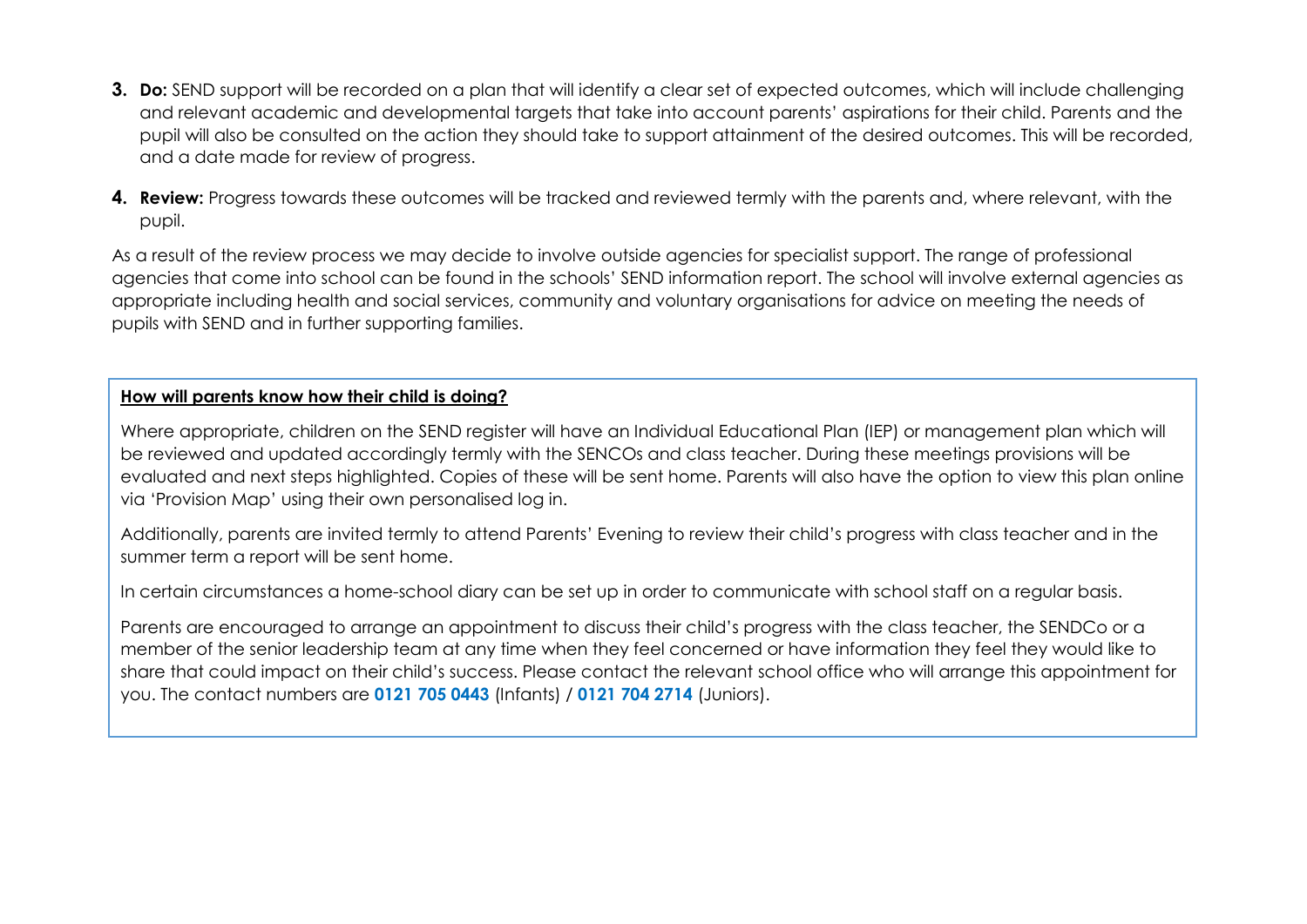3. **Do:** SEND support will be recorded on a plan that will identify a clear set of expected outcomes, which will include challenging and relevant academic and developmental targets that take into account parents' aspirations for their child. Parents and the pupil will also be consulted on the action they should take to support attainment of the desired outcomes. This will be recorded, and a date made for review of progress.
4. **Review:** Progress towards these outcomes will be tracked and reviewed termly with the parents and, where relevant, with the pupil.

As a result of the review process we may decide to involve outside agencies for specialist support. The range of professional agencies that come into school can be found in the schools' SEND information report. The school will involve external agencies as appropriate including health and social services, community and voluntary organisations for advice on meeting the needs of pupils with SEND and in further supporting families.

**How will parents know how their child is doing?**

Where appropriate, children on the SEND register will have an Individual Educational Plan (IEP) or management plan which will be reviewed and updated accordingly termly with the SENCOs and class teacher. During these meetings provisions will be evaluated and next steps highlighted. Copies of these will be sent home. Parents will also have the option to view this plan online via 'Provision Map' using their own personalised log in.

Additionally, parents are invited termly to attend Parents' Evening to review their child's progress with class teacher and in the summer term a report will be sent home.

In certain circumstances a home-school diary can be set up in order to communicate with school staff on a regular basis.

Parents are encouraged to arrange an appointment to discuss their child's progress with the class teacher, the SENDCo or a member of the senior leadership team at any time when they feel concerned or have information they feel they would like to share that could impact on their child's success. Please contact the relevant school office who will arrange this appointment for you. The contact numbers are **0121 705 0443** (Infants) / **0121 704 2714** (Juniors).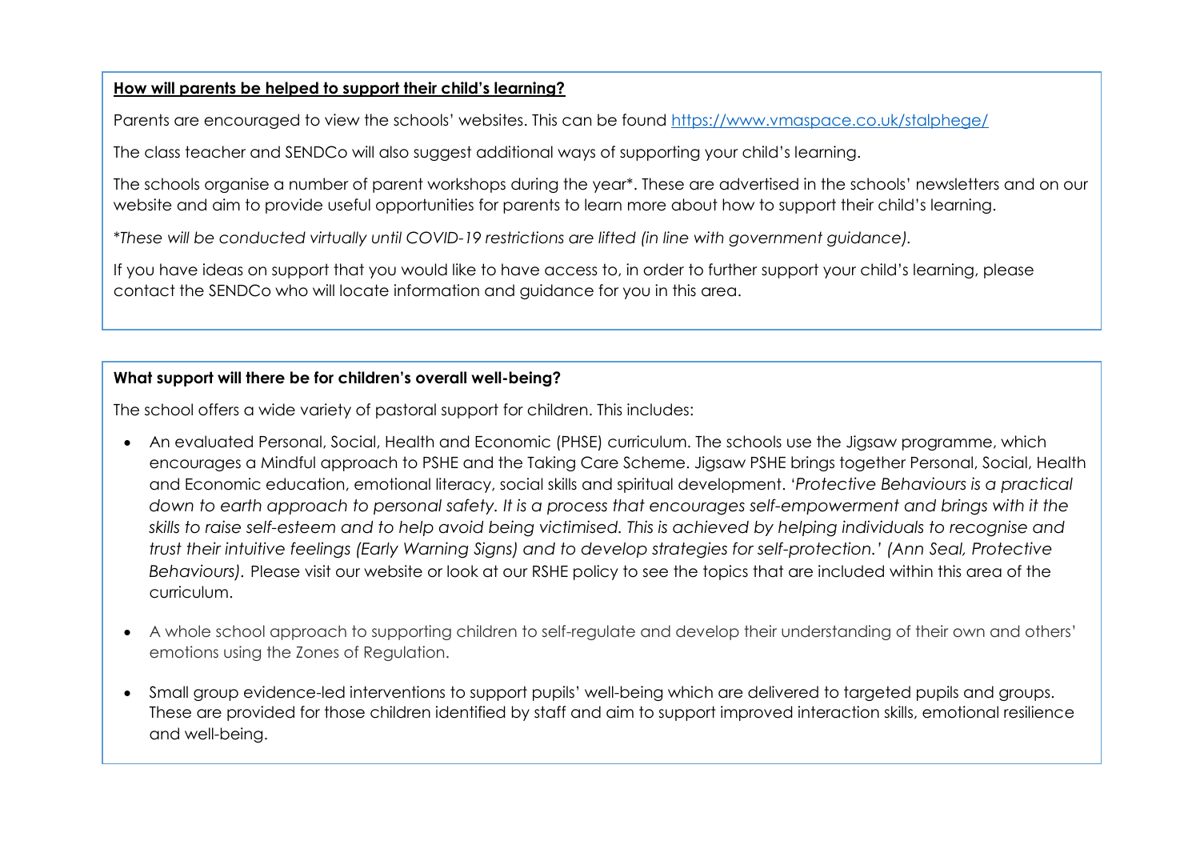**<u>How will parents be helped to support their child's learning?</u>**

Parents are encouraged to view the schools' websites. This can be found [https://www.vmaspace.co.uk/stalphege/](https://www.vmaspace.co.uk/stalphege/)

The class teacher and SENDCo will also suggest additional ways of supporting your child's learning.

The schools organise a number of parent workshops during the year*. These are advertised in the schools' newsletters and on our website and aim to provide useful opportunities for parents to learn more about how to support their child's learning.

*\*These will be conducted virtually until COVID-19 restrictions are lifted (in line with government guidance).*

If you have ideas on support that you would like to have access to, in order to further support your child's learning, please contact the SENDCo who will locate information and guidance for you in this area.

**What support will there be for children's overall well-being?**

The school offers a wide variety of pastoral support for children. This includes:

- An evaluated Personal, Social, Health and Economic (PHSE) curriculum. The schools use the Jigsaw programme, which encourages a Mindful approach to PSHE and the Taking Care Scheme. Jigsaw PSHE brings together Personal, Social, Health and Economic education, emotional literacy, social skills and spiritual development. '*Protective Behaviours is a practical down to earth approach to personal safety. It is a process that encourages self-empowerment and brings with it the skills to raise self-esteem and to help avoid being victimised. This is achieved by helping individuals to recognise and trust their intuitive feelings (Early Warning Signs) and to develop strategies for self-protection.' (Ann Seal, Protective Behaviours).* Please visit our website or look at our RSHE policy to see the topics that are included within this area of the curriculum.

- A whole school approach to supporting children to self-regulate and develop their understanding of their own and others' emotions using the Zones of Regulation.

- Small group evidence-led interventions to support pupils' well-being which are delivered to targeted pupils and groups. These are provided for those children identified by staff and aim to support improved interaction skills, emotional resilience and well-being.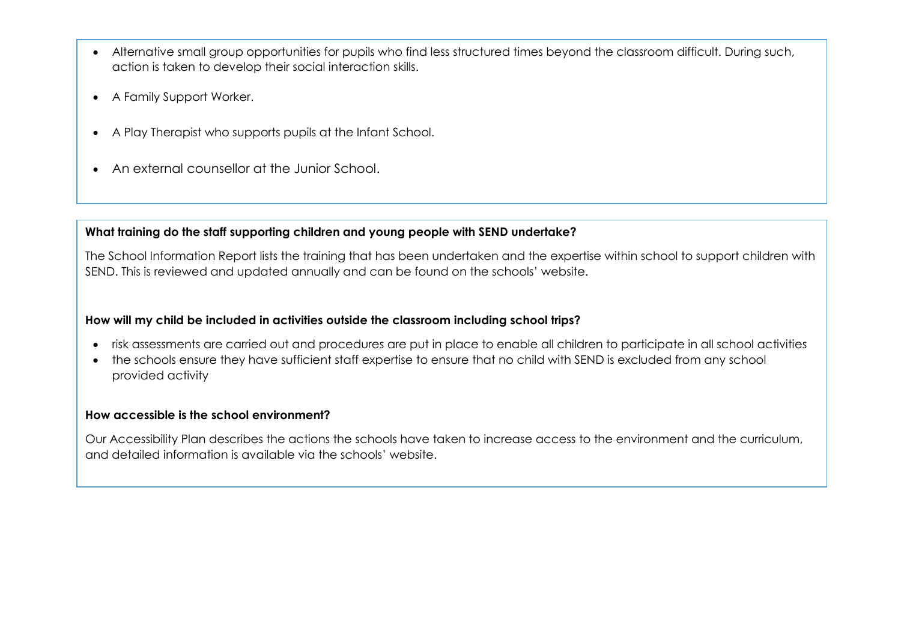- Alternative small group opportunities for pupils who find less structured times beyond the classroom difficult. During such, action is taken to develop their social interaction skills.
- A Family Support Worker.
- A Play Therapist who supports pupils at the Infant School.
- An external counsellor at the Junior School.

**What training do the staff supporting children and young people with SEND undertake?**

The School Information Report lists the training that has been undertaken and the expertise within school to support children with SEND. This is reviewed and updated annually and can be found on the schools' website.

**How will my child be included in activities outside the classroom including school trips?**

- risk assessments are carried out and procedures are put in place to enable all children to participate in all school activities
- the schools ensure they have sufficient staff expertise to ensure that no child with SEND is excluded from any school provided activity

**How accessible is the school environment?**

Our Accessibility Plan describes the actions the schools have taken to increase access to the environment and the curriculum, and detailed information is available via the schools' website.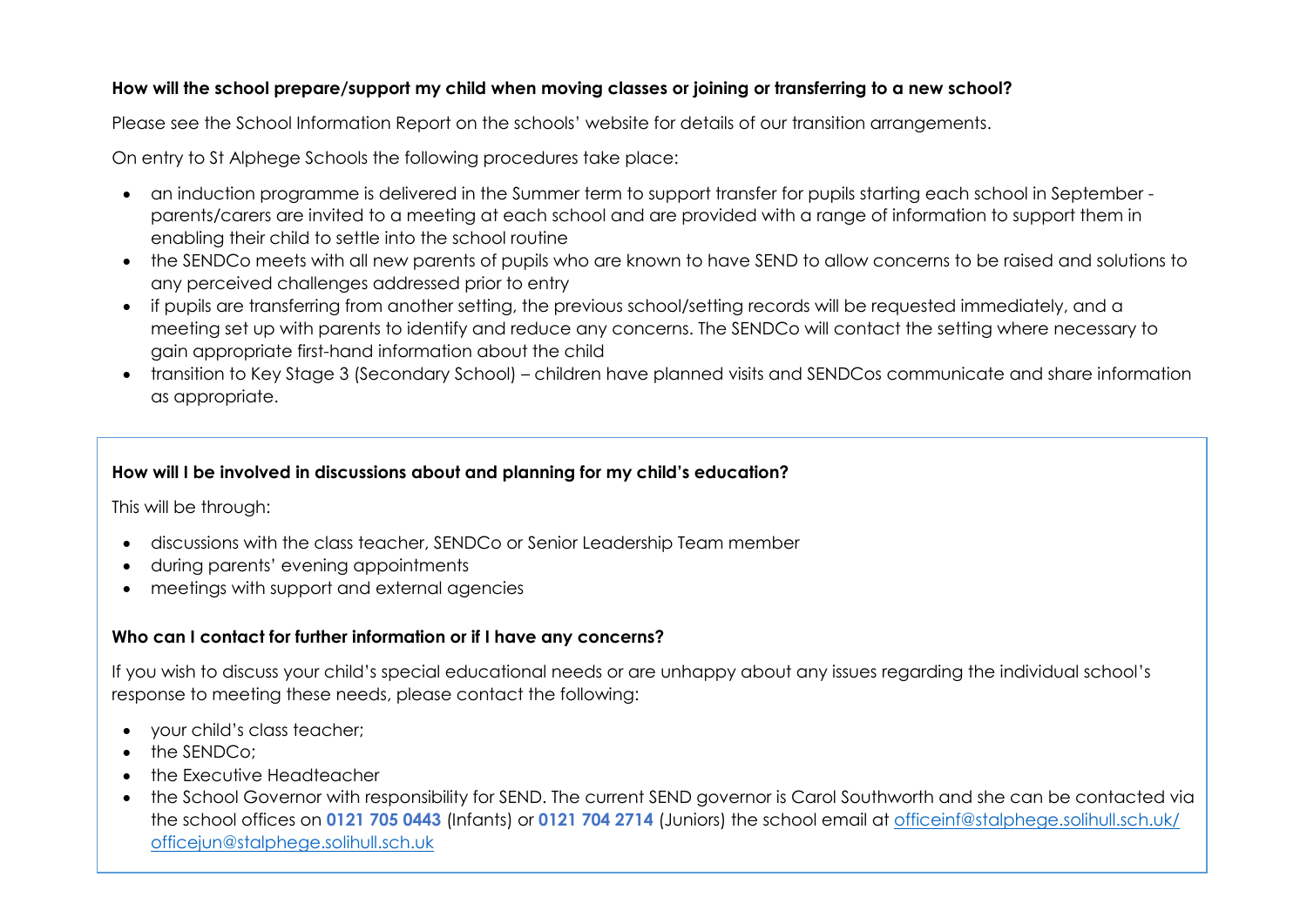**How will the school prepare/support my child when moving classes or joining or transferring to a new school?**

Please see the School Information Report on the schools' website for details of our transition arrangements.

On entry to St Alphege Schools the following procedures take place:

- an induction programme is delivered in the Summer term to support transfer for pupils starting each school in September - parents/carers are invited to a meeting at each school and are provided with a range of information to support them in enabling their child to settle into the school routine
- the SENDCo meets with all new parents of pupils who are known to have SEND to allow concerns to be raised and solutions to any perceived challenges addressed prior to entry
- if pupils are transferring from another setting, the previous school/setting records will be requested immediately, and a meeting set up with parents to identify and reduce any concerns. The SENDCo will contact the setting where necessary to gain appropriate first-hand information about the child
- transition to Key Stage 3 (Secondary School) – children have planned visits and SENDCos communicate and share information as appropriate.

**How will I be involved in discussions about and planning for my child's education?**

This will be through:

- discussions with the class teacher, SENDCo or Senior Leadership Team member
- during parents' evening appointments
- meetings with support and external agencies

**Who can I contact for further information or if I have any concerns?**

If you wish to discuss your child's special educational needs or are unhappy about any issues regarding the individual school's response to meeting these needs, please contact the following:

- your child's class teacher;
- the SENDCo;
- the Executive Headteacher
- the School Governor with responsibility for SEND. The current SEND governor is Carol Southworth and she can be contacted via the school offices on **0121 705 0443** (Infants) or **0121 704 2714** (Juniors) the school email at officeinf@stalphege.solihull.sch.uk/ officejun@stalphege.solihull.sch.uk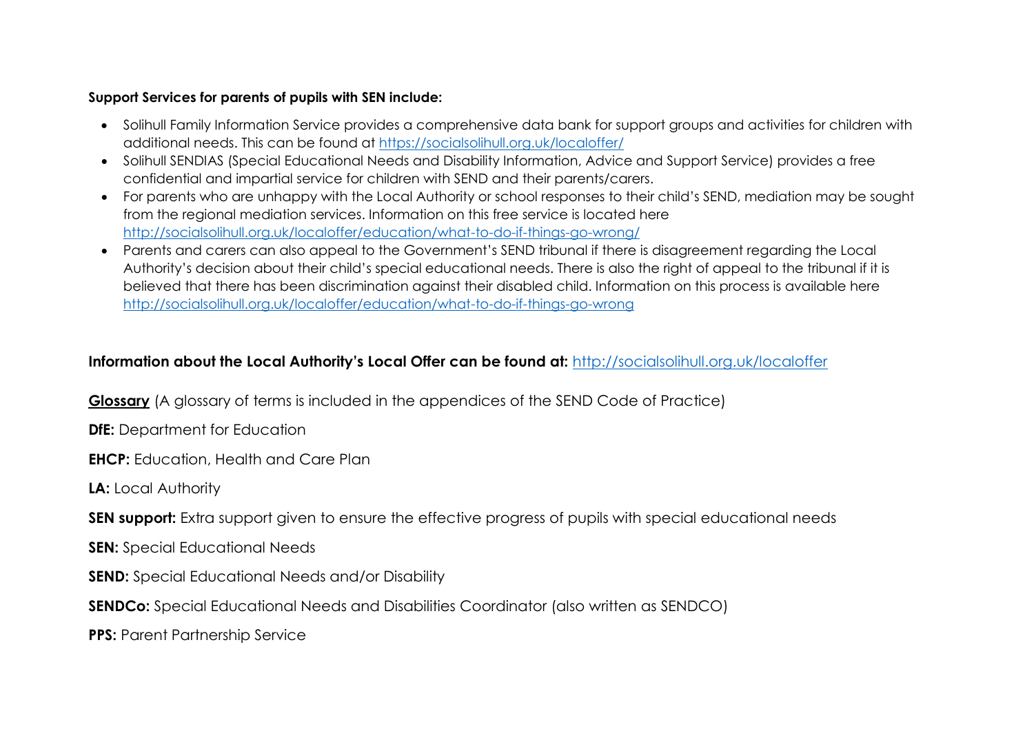**Support Services for parents of pupils with SEN include:**

- Solihull Family Information Service provides a comprehensive data bank for support groups and activities for children with additional needs. This can be found at https://socialsolihull.org.uk/localoffer/
- Solihull SENDIAS (Special Educational Needs and Disability Information, Advice and Support Service) provides a free confidential and impartial service for children with SEND and their parents/carers.
- For parents who are unhappy with the Local Authority or school responses to their child's SEND, mediation may be sought from the regional mediation services. Information on this free service is located here http://socialsolihull.org.uk/localoffer/education/what-to-do-if-things-go-wrong/
- Parents and carers can also appeal to the Government's SEND tribunal if there is disagreement regarding the Local Authority's decision about their child's special educational needs. There is also the right of appeal to the tribunal if it is believed that there has been discrimination against their disabled child. Information on this process is available here http://socialsolihull.org.uk/localoffer/education/what-to-do-if-things-go-wrong

**Information about the Local Authority's Local Offer can be found at:** http://socialsolihull.org.uk/localoffer

**Glossary** (A glossary of terms is included in the appendices of the SEND Code of Practice)

**DfE:** Department for Education

**EHCP:** Education, Health and Care Plan

**LA:** Local Authority

**SEN support:** Extra support given to ensure the effective progress of pupils with special educational needs

**SEN:** Special Educational Needs

**SEND:** Special Educational Needs and/or Disability

**SENDCo:** Special Educational Needs and Disabilities Coordinator (also written as SENDCO)

**PPS:** Parent Partnership Service